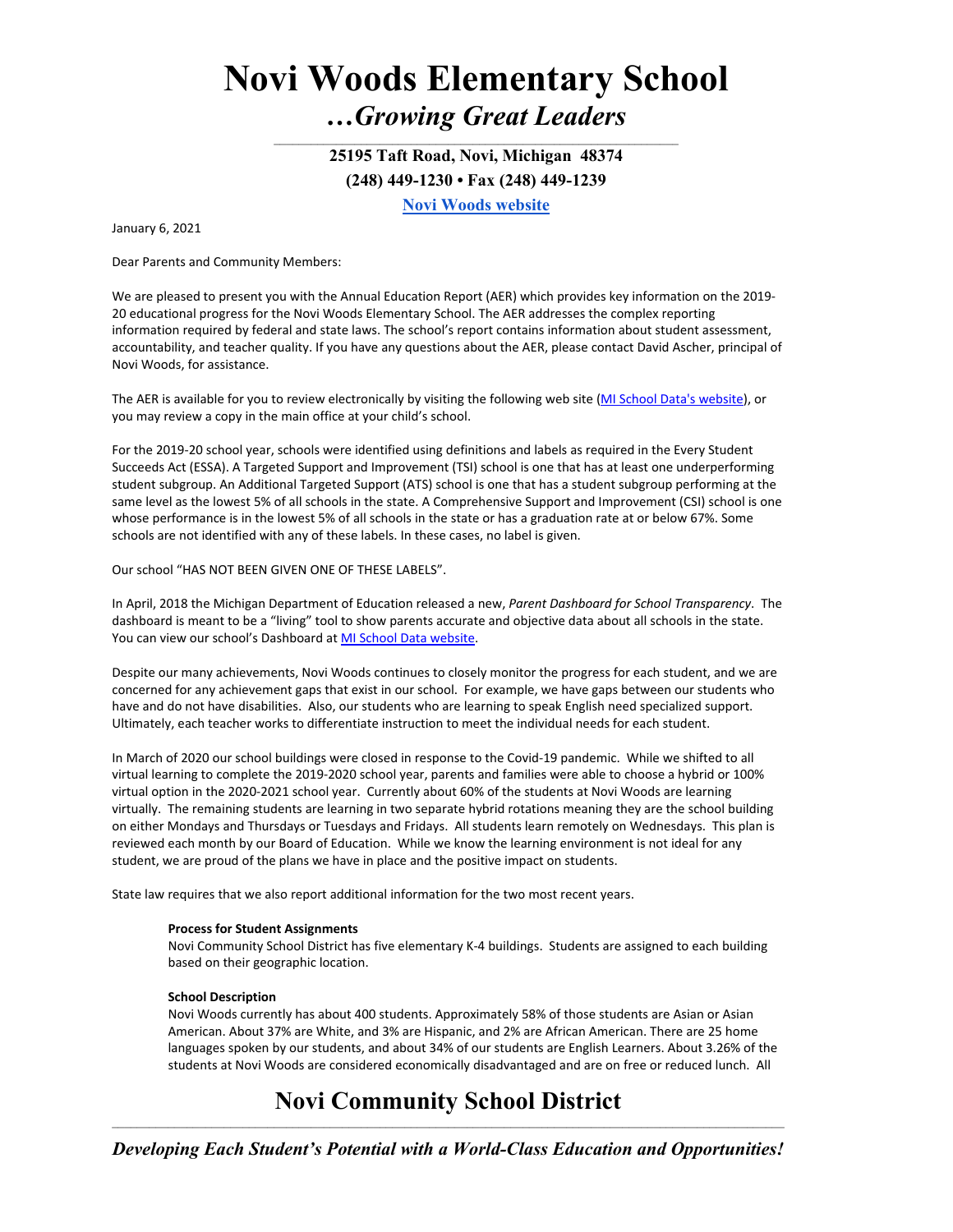# Novi Woods Elementary School

## *…Growing Great Leaders*

**25195 Taft Road, Novi, Michigan 48374**
**(248) 449-1230 • Fax (248) 449-1239**
**[Novi Woods website]**

January 6, 2021

Dear Parents and Community Members:

We are pleased to present you with the Annual Education Report (AER) which provides key information on the 2019-20 educational progress for the Novi Woods Elementary School. The AER addresses the complex reporting information required by federal and state laws. The school's report contains information about student assessment, accountability, and teacher quality. If you have any questions about the AER, please contact David Ascher, principal of Novi Woods, for assistance.

The AER is available for you to review electronically by visiting the following web site (MI School Data's website), or you may review a copy in the main office at your child's school.

For the 2019-20 school year, schools were identified using definitions and labels as required in the Every Student Succeeds Act (ESSA). A Targeted Support and Improvement (TSI) school is one that has at least one underperforming student subgroup. An Additional Targeted Support (ATS) school is one that has a student subgroup performing at the same level as the lowest 5% of all schools in the state. A Comprehensive Support and Improvement (CSI) school is one whose performance is in the lowest 5% of all schools in the state or has a graduation rate at or below 67%. Some schools are not identified with any of these labels. In these cases, no label is given.

Our school "HAS NOT BEEN GIVEN ONE OF THESE LABELS".

In April, 2018 the Michigan Department of Education released a new, *Parent Dashboard for School Transparency*. The dashboard is meant to be a "living" tool to show parents accurate and objective data about all schools in the state. You can view our school's Dashboard at MI School Data website.

Despite our many achievements, Novi Woods continues to closely monitor the progress for each student, and we are concerned for any achievement gaps that exist in our school. For example, we have gaps between our students who have and do not have disabilities. Also, our students who are learning to speak English need specialized support. Ultimately, each teacher works to differentiate instruction to meet the individual needs for each student.

In March of 2020 our school buildings were closed in response to the Covid-19 pandemic. While we shifted to all virtual learning to complete the 2019-2020 school year, parents and families were able to choose a hybrid or 100% virtual option in the 2020-2021 school year. Currently about 60% of the students at Novi Woods are learning virtually. The remaining students are learning in two separate hybrid rotations meaning they are the school building on either Mondays and Thursdays or Tuesdays and Fridays. All students learn remotely on Wednesdays. This plan is reviewed each month by our Board of Education. While we know the learning environment is not ideal for any student, we are proud of the plans we have in place and the positive impact on students.

State law requires that we also report additional information for the two most recent years.

**Process for Student Assignments**
Novi Community School District has five elementary K-4 buildings. Students are assigned to each building based on their geographic location.

**School Description**
Novi Woods currently has about 400 students. Approximately 58% of those students are Asian or Asian American. About 37% are White, and 3% are Hispanic, and 2% are African American. There are 25 home languages spoken by our students, and about 34% of our students are English Learners. About 3.26% of the students at Novi Woods are considered economically disadvantaged and are on free or reduced lunch. All

# Novi Community School District

***Developing Each Student's Potential with a World-Class Education and Opportunities!***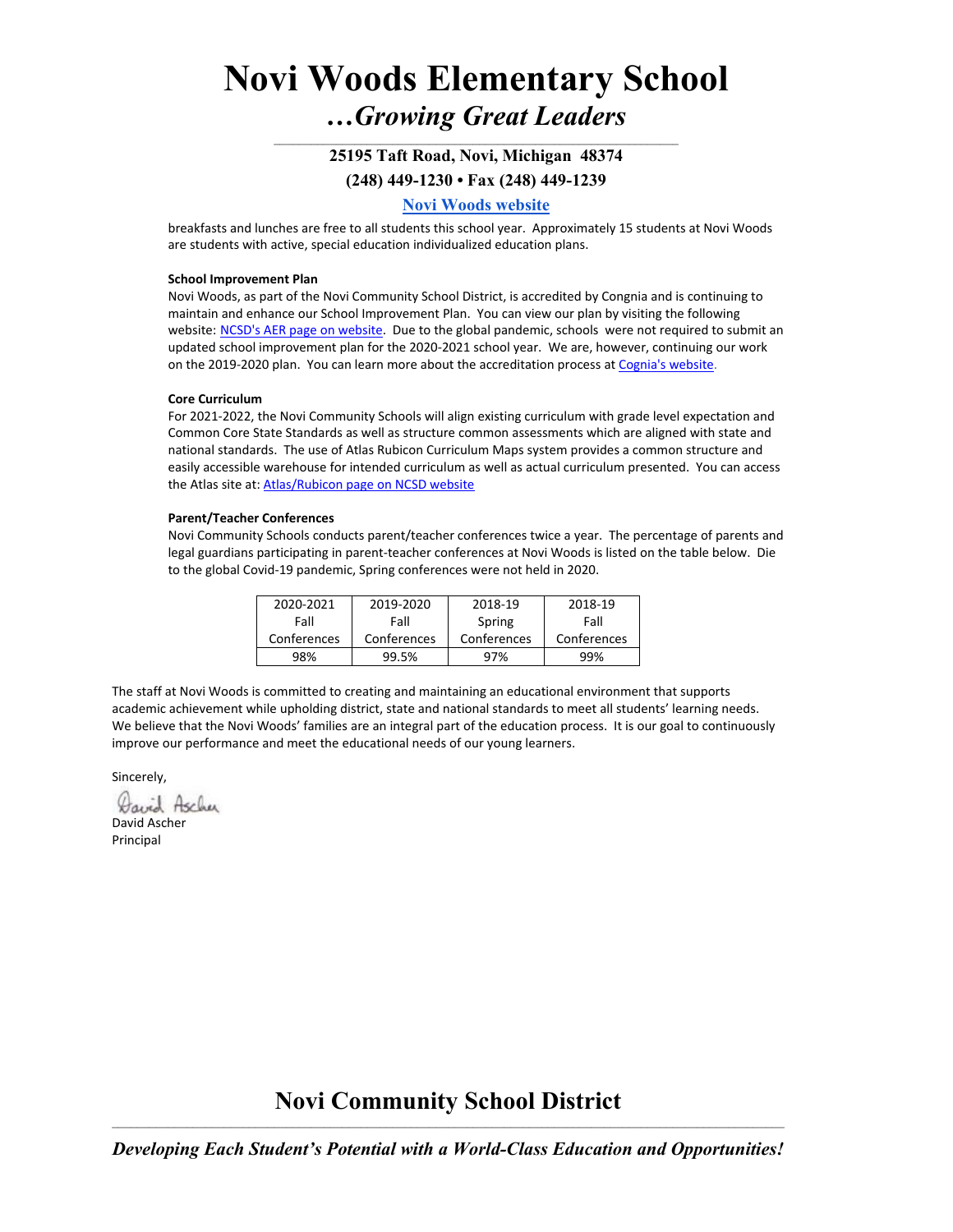# Novi Woods Elementary School

## *…Growing Great Leaders*

**25195 Taft Road, Novi, Michigan 48374**

**(248) 449-1230 • Fax (248) 449-1239**

**Novi Woods website**

breakfasts and lunches are free to all students this school year. Approximately 15 students at Novi Woods are students with active, special education individualized education plans.

**School Improvement Plan**

Novi Woods, as part of the Novi Community School District, is accredited by Cognia and is continuing to maintain and enhance our School Improvement Plan. You can view our plan by visiting the following website: NCSD's AER page on website. Due to the global pandemic, schools were not required to submit an updated school improvement plan for the 2020-2021 school year. We are, however, continuing our work on the 2019-2020 plan. You can learn more about the accreditation process at Cognia's website.

**Core Curriculum**

For 2021-2022, the Novi Community Schools will align existing curriculum with grade level expectation and Common Core State Standards as well as structure common assessments which are aligned with state and national standards. The use of Atlas Rubicon Curriculum Maps system provides a common structure and easily accessible warehouse for intended curriculum as well as actual curriculum presented. You can access the Atlas site at: Atlas/Rubicon page on NCSD website

**Parent/Teacher Conferences**

Novi Community Schools conducts parent/teacher conferences twice a year. The percentage of parents and legal guardians participating in parent-teacher conferences at Novi Woods is listed on the table below. Die to the global Covid-19 pandemic, Spring conferences were not held in 2020.

| 2020-2021 Fall Conferences | 2019-2020 Fall Conferences | 2018-19 Spring Conferences | 2018-19 Fall Conferences |
|---|---|---|---|
| 98% | 99.5% | 97% | 99% |

The staff at Novi Woods is committed to creating and maintaining an educational environment that supports academic achievement while upholding district, state and national standards to meet all students' learning needs. We believe that the Novi Woods' families are an integral part of the education process. It is our goal to continuously improve our performance and meet the educational needs of our young learners.

Sincerely,

David Ascher

David Ascher
Principal

**Novi Community School District**

***Developing Each Student's Potential with a World-Class Education and Opportunities!***